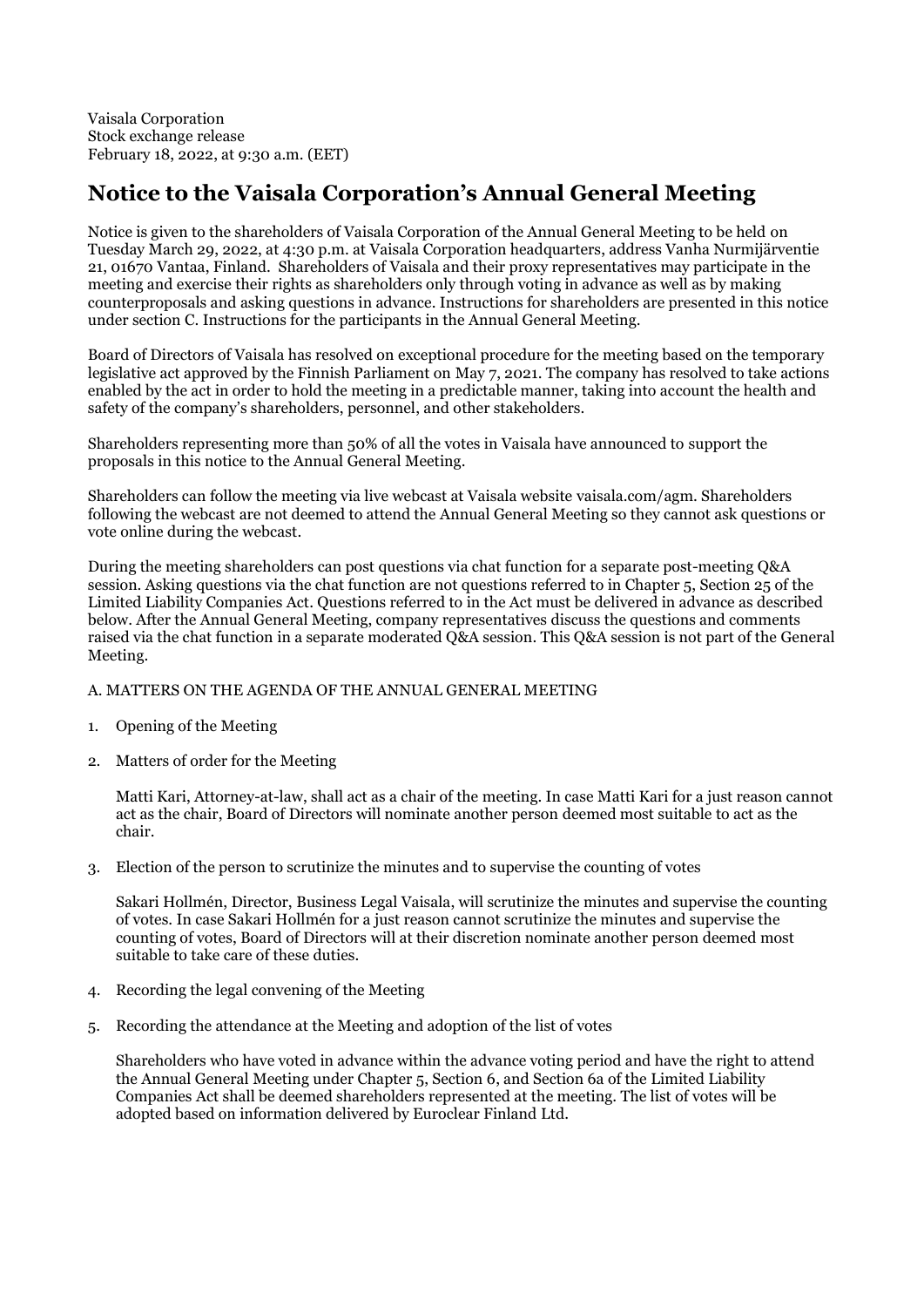Vaisala Corporation
Stock exchange release
February 18, 2022, at 9:30 a.m. (EET)

# Notice to the Vaisala Corporation's Annual General Meeting

Notice is given to the shareholders of Vaisala Corporation of the Annual General Meeting to be held on Tuesday March 29, 2022, at 4:30 p.m. at Vaisala Corporation headquarters, address Vanha Nurmijärventie 21, 01670 Vantaa, Finland. Shareholders of Vaisala and their proxy representatives may participate in the meeting and exercise their rights as shareholders only through voting in advance as well as by making counterproposals and asking questions in advance. Instructions for shareholders are presented in this notice under section C. Instructions for the participants in the Annual General Meeting.

Board of Directors of Vaisala has resolved on exceptional procedure for the meeting based on the temporary legislative act approved by the Finnish Parliament on May 7, 2021. The company has resolved to take actions enabled by the act in order to hold the meeting in a predictable manner, taking into account the health and safety of the company's shareholders, personnel, and other stakeholders.

Shareholders representing more than 50% of all the votes in Vaisala have announced to support the proposals in this notice to the Annual General Meeting.

Shareholders can follow the meeting via live webcast at Vaisala website vaisala.com/agm. Shareholders following the webcast are not deemed to attend the Annual General Meeting so they cannot ask questions or vote online during the webcast.

During the meeting shareholders can post questions via chat function for a separate post-meeting Q&A session. Asking questions via the chat function are not questions referred to in Chapter 5, Section 25 of the Limited Liability Companies Act. Questions referred to in the Act must be delivered in advance as described below. After the Annual General Meeting, company representatives discuss the questions and comments raised via the chat function in a separate moderated Q&A session. This Q&A session is not part of the General Meeting.

A. MATTERS ON THE AGENDA OF THE ANNUAL GENERAL MEETING

1. Opening of the Meeting

2. Matters of order for the Meeting

   Matti Kari, Attorney-at-law, shall act as a chair of the meeting. In case Matti Kari for a just reason cannot act as the chair, Board of Directors will nominate another person deemed most suitable to act as the chair.

3. Election of the person to scrutinize the minutes and to supervise the counting of votes

   Sakari Hollmén, Director, Business Legal Vaisala, will scrutinize the minutes and supervise the counting of votes. In case Sakari Hollmén for a just reason cannot scrutinize the minutes and supervise the counting of votes, Board of Directors will at their discretion nominate another person deemed most suitable to take care of these duties.

4. Recording the legal convening of the Meeting

5. Recording the attendance at the Meeting and adoption of the list of votes

   Shareholders who have voted in advance within the advance voting period and have the right to attend the Annual General Meeting under Chapter 5, Section 6, and Section 6a of the Limited Liability Companies Act shall be deemed shareholders represented at the meeting. The list of votes will be adopted based on information delivered by Euroclear Finland Ltd.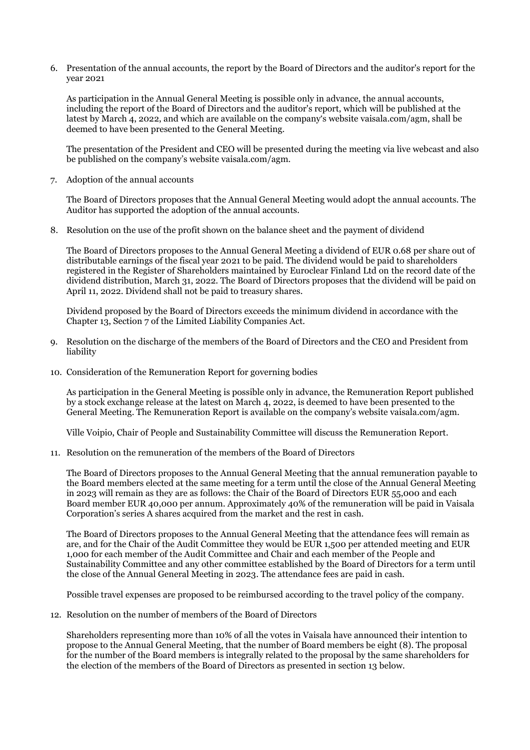6. Presentation of the annual accounts, the report by the Board of Directors and the auditor's report for the year 2021

   As participation in the Annual General Meeting is possible only in advance, the annual accounts, including the report of the Board of Directors and the auditor's report, which will be published at the latest by March 4, 2022, and which are available on the company's website vaisala.com/agm, shall be deemed to have been presented to the General Meeting.

   The presentation of the President and CEO will be presented during the meeting via live webcast and also be published on the company's website vaisala.com/agm.

7. Adoption of the annual accounts

   The Board of Directors proposes that the Annual General Meeting would adopt the annual accounts. The Auditor has supported the adoption of the annual accounts.

8. Resolution on the use of the profit shown on the balance sheet and the payment of dividend

   The Board of Directors proposes to the Annual General Meeting a dividend of EUR 0.68 per share out of distributable earnings of the fiscal year 2021 to be paid. The dividend would be paid to shareholders registered in the Register of Shareholders maintained by Euroclear Finland Ltd on the record date of the dividend distribution, March 31, 2022. The Board of Directors proposes that the dividend will be paid on April 11, 2022. Dividend shall not be paid to treasury shares.

   Dividend proposed by the Board of Directors exceeds the minimum dividend in accordance with the Chapter 13, Section 7 of the Limited Liability Companies Act.

9. Resolution on the discharge of the members of the Board of Directors and the CEO and President from liability

10. Consideration of the Remuneration Report for governing bodies

    As participation in the General Meeting is possible only in advance, the Remuneration Report published by a stock exchange release at the latest on March 4, 2022, is deemed to have been presented to the General Meeting. The Remuneration Report is available on the company's website vaisala.com/agm.

    Ville Voipio, Chair of People and Sustainability Committee will discuss the Remuneration Report.

11. Resolution on the remuneration of the members of the Board of Directors

    The Board of Directors proposes to the Annual General Meeting that the annual remuneration payable to the Board members elected at the same meeting for a term until the close of the Annual General Meeting in 2023 will remain as they are as follows: the Chair of the Board of Directors EUR 55,000 and each Board member EUR 40,000 per annum. Approximately 40% of the remuneration will be paid in Vaisala Corporation's series A shares acquired from the market and the rest in cash.

    The Board of Directors proposes to the Annual General Meeting that the attendance fees will remain as are, and for the Chair of the Audit Committee they would be EUR 1,500 per attended meeting and EUR 1,000 for each member of the Audit Committee and Chair and each member of the People and Sustainability Committee and any other committee established by the Board of Directors for a term until the close of the Annual General Meeting in 2023. The attendance fees are paid in cash.

    Possible travel expenses are proposed to be reimbursed according to the travel policy of the company.

12. Resolution on the number of members of the Board of Directors

    Shareholders representing more than 10% of all the votes in Vaisala have announced their intention to propose to the Annual General Meeting, that the number of Board members be eight (8). The proposal for the number of the Board members is integrally related to the proposal by the same shareholders for the election of the members of the Board of Directors as presented in section 13 below.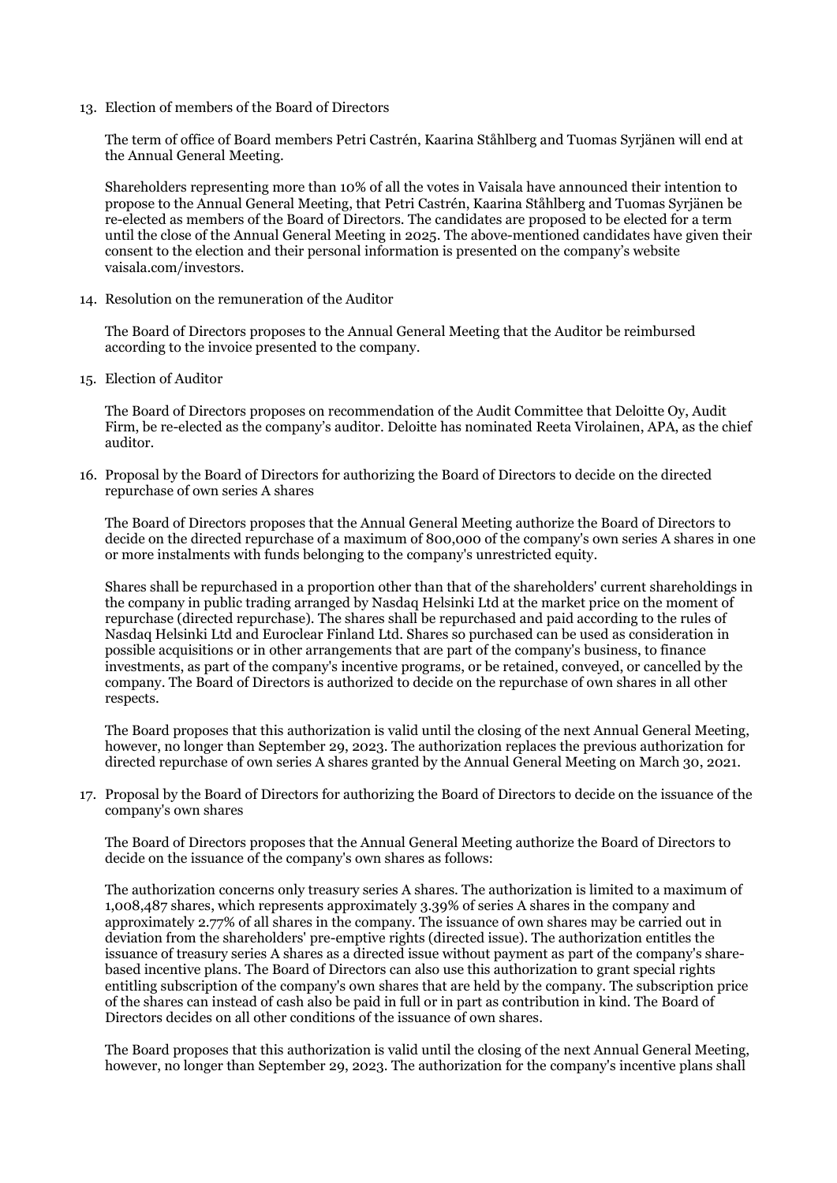13. Election of members of the Board of Directors

    The term of office of Board members Petri Castrén, Kaarina Ståhlberg and Tuomas Syrjänen will end at the Annual General Meeting.

    Shareholders representing more than 10% of all the votes in Vaisala have announced their intention to propose to the Annual General Meeting, that Petri Castrén, Kaarina Ståhlberg and Tuomas Syrjänen be re-elected as members of the Board of Directors. The candidates are proposed to be elected for a term until the close of the Annual General Meeting in 2025. The above-mentioned candidates have given their consent to the election and their personal information is presented on the company's website vaisala.com/investors.

14. Resolution on the remuneration of the Auditor

    The Board of Directors proposes to the Annual General Meeting that the Auditor be reimbursed according to the invoice presented to the company.

15. Election of Auditor

    The Board of Directors proposes on recommendation of the Audit Committee that Deloitte Oy, Audit Firm, be re-elected as the company's auditor. Deloitte has nominated Reeta Virolainen, APA, as the chief auditor.

16. Proposal by the Board of Directors for authorizing the Board of Directors to decide on the directed repurchase of own series A shares

    The Board of Directors proposes that the Annual General Meeting authorize the Board of Directors to decide on the directed repurchase of a maximum of 800,000 of the company's own series A shares in one or more instalments with funds belonging to the company's unrestricted equity.

    Shares shall be repurchased in a proportion other than that of the shareholders' current shareholdings in the company in public trading arranged by Nasdaq Helsinki Ltd at the market price on the moment of repurchase (directed repurchase). The shares shall be repurchased and paid according to the rules of Nasdaq Helsinki Ltd and Euroclear Finland Ltd. Shares so purchased can be used as consideration in possible acquisitions or in other arrangements that are part of the company's business, to finance investments, as part of the company's incentive programs, or be retained, conveyed, or cancelled by the company. The Board of Directors is authorized to decide on the repurchase of own shares in all other respects.

    The Board proposes that this authorization is valid until the closing of the next Annual General Meeting, however, no longer than September 29, 2023. The authorization replaces the previous authorization for directed repurchase of own series A shares granted by the Annual General Meeting on March 30, 2021.

17. Proposal by the Board of Directors for authorizing the Board of Directors to decide on the issuance of the company's own shares

    The Board of Directors proposes that the Annual General Meeting authorize the Board of Directors to decide on the issuance of the company's own shares as follows:

    The authorization concerns only treasury series A shares. The authorization is limited to a maximum of 1,008,487 shares, which represents approximately 3.39% of series A shares in the company and approximately 2.77% of all shares in the company. The issuance of own shares may be carried out in deviation from the shareholders' pre-emptive rights (directed issue). The authorization entitles the issuance of treasury series A shares as a directed issue without payment as part of the company's share-based incentive plans. The Board of Directors can also use this authorization to grant special rights entitling subscription of the company's own shares that are held by the company. The subscription price of the shares can instead of cash also be paid in full or in part as contribution in kind. The Board of Directors decides on all other conditions of the issuance of own shares.

    The Board proposes that this authorization is valid until the closing of the next Annual General Meeting, however, no longer than September 29, 2023. The authorization for the company's incentive plans shall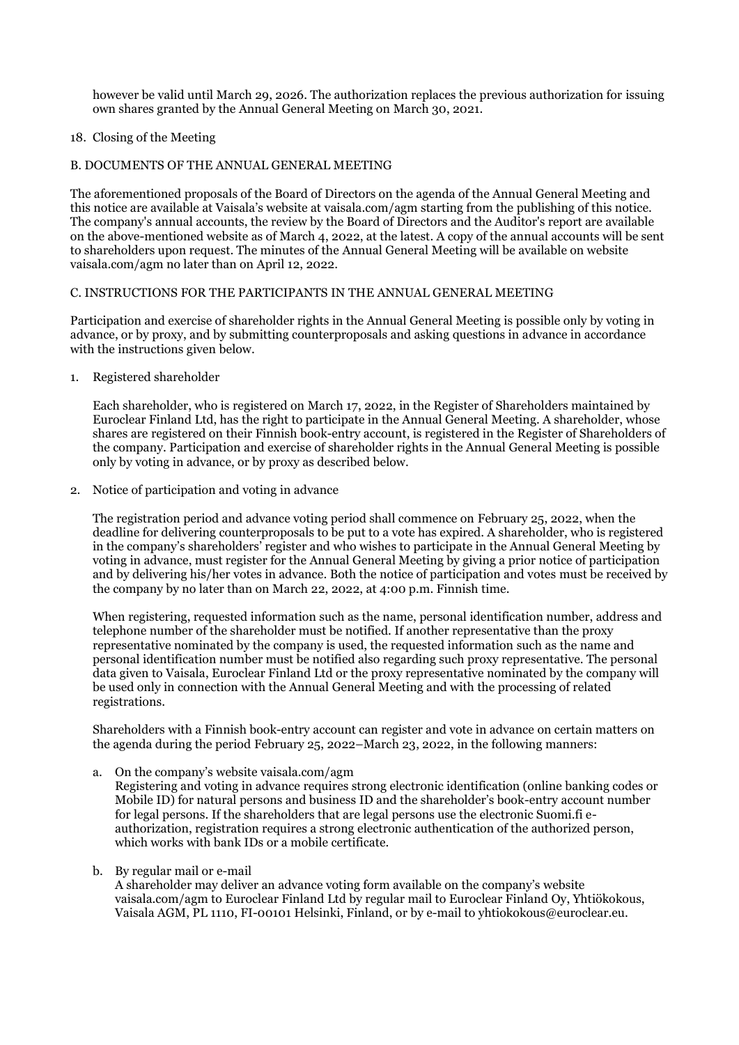however be valid until March 29, 2026. The authorization replaces the previous authorization for issuing own shares granted by the Annual General Meeting on March 30, 2021.

18. Closing of the Meeting

B. DOCUMENTS OF THE ANNUAL GENERAL MEETING

The aforementioned proposals of the Board of Directors on the agenda of the Annual General Meeting and this notice are available at Vaisala's website at vaisala.com/agm starting from the publishing of this notice. The company's annual accounts, the review by the Board of Directors and the Auditor's report are available on the above-mentioned website as of March 4, 2022, at the latest. A copy of the annual accounts will be sent to shareholders upon request. The minutes of the Annual General Meeting will be available on website vaisala.com/agm no later than on April 12, 2022.

C. INSTRUCTIONS FOR THE PARTICIPANTS IN THE ANNUAL GENERAL MEETING

Participation and exercise of shareholder rights in the Annual General Meeting is possible only by voting in advance, or by proxy, and by submitting counterproposals and asking questions in advance in accordance with the instructions given below.

1. Registered shareholder

   Each shareholder, who is registered on March 17, 2022, in the Register of Shareholders maintained by Euroclear Finland Ltd, has the right to participate in the Annual General Meeting. A shareholder, whose shares are registered on their Finnish book-entry account, is registered in the Register of Shareholders of the company. Participation and exercise of shareholder rights in the Annual General Meeting is possible only by voting in advance, or by proxy as described below.

2. Notice of participation and voting in advance

   The registration period and advance voting period shall commence on February 25, 2022, when the deadline for delivering counterproposals to be put to a vote has expired. A shareholder, who is registered in the company's shareholders' register and who wishes to participate in the Annual General Meeting by voting in advance, must register for the Annual General Meeting by giving a prior notice of participation and by delivering his/her votes in advance. Both the notice of participation and votes must be received by the company by no later than on March 22, 2022, at 4:00 p.m. Finnish time.

   When registering, requested information such as the name, personal identification number, address and telephone number of the shareholder must be notified. If another representative than the proxy representative nominated by the company is used, the requested information such as the name and personal identification number must be notified also regarding such proxy representative. The personal data given to Vaisala, Euroclear Finland Ltd or the proxy representative nominated by the company will be used only in connection with the Annual General Meeting and with the processing of related registrations.

   Shareholders with a Finnish book-entry account can register and vote in advance on certain matters on the agenda during the period February 25, 2022–March 23, 2022, in the following manners:

   a. On the company's website vaisala.com/agm
      Registering and voting in advance requires strong electronic identification (online banking codes or Mobile ID) for natural persons and business ID and the shareholder's book-entry account number for legal persons. If the shareholders that are legal persons use the electronic Suomi.fi e-authorization, registration requires a strong electronic authentication of the authorized person, which works with bank IDs or a mobile certificate.

   b. By regular mail or e-mail
      A shareholder may deliver an advance voting form available on the company's website vaisala.com/agm to Euroclear Finland Ltd by regular mail to Euroclear Finland Oy, Yhtiökokous, Vaisala AGM, PL 1110, FI-00101 Helsinki, Finland, or by e-mail to yhtiokokous@euroclear.eu.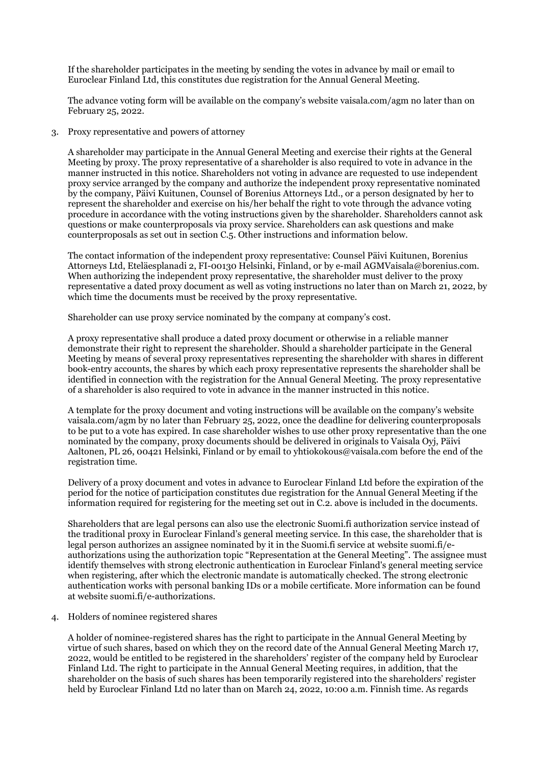If the shareholder participates in the meeting by sending the votes in advance by mail or email to Euroclear Finland Ltd, this constitutes due registration for the Annual General Meeting.

The advance voting form will be available on the company's website vaisala.com/agm no later than on February 25, 2022.

3. Proxy representative and powers of attorney

A shareholder may participate in the Annual General Meeting and exercise their rights at the General Meeting by proxy. The proxy representative of a shareholder is also required to vote in advance in the manner instructed in this notice. Shareholders not voting in advance are requested to use independent proxy service arranged by the company and authorize the independent proxy representative nominated by the company, Päivi Kuitunen, Counsel of Borenius Attorneys Ltd., or a person designated by her to represent the shareholder and exercise on his/her behalf the right to vote through the advance voting procedure in accordance with the voting instructions given by the shareholder. Shareholders cannot ask questions or make counterproposals via proxy service. Shareholders can ask questions and make counterproposals as set out in section C.5. Other instructions and information below.

The contact information of the independent proxy representative: Counsel Päivi Kuitunen, Borenius Attorneys Ltd, Eteläesplanadi 2, FI-00130 Helsinki, Finland, or by e-mail AGMVaisala@borenius.com. When authorizing the independent proxy representative, the shareholder must deliver to the proxy representative a dated proxy document as well as voting instructions no later than on March 21, 2022, by which time the documents must be received by the proxy representative.

Shareholder can use proxy service nominated by the company at company's cost.

A proxy representative shall produce a dated proxy document or otherwise in a reliable manner demonstrate their right to represent the shareholder. Should a shareholder participate in the General Meeting by means of several proxy representatives representing the shareholder with shares in different book-entry accounts, the shares by which each proxy representative represents the shareholder shall be identified in connection with the registration for the Annual General Meeting. The proxy representative of a shareholder is also required to vote in advance in the manner instructed in this notice.

A template for the proxy document and voting instructions will be available on the company's website vaisala.com/agm by no later than February 25, 2022, once the deadline for delivering counterproposals to be put to a vote has expired. In case shareholder wishes to use other proxy representative than the one nominated by the company, proxy documents should be delivered in originals to Vaisala Oyj, Päivi Aaltonen, PL 26, 00421 Helsinki, Finland or by email to yhtiokokous@vaisala.com before the end of the registration time.

Delivery of a proxy document and votes in advance to Euroclear Finland Ltd before the expiration of the period for the notice of participation constitutes due registration for the Annual General Meeting if the information required for registering for the meeting set out in C.2. above is included in the documents.

Shareholders that are legal persons can also use the electronic Suomi.fi authorization service instead of the traditional proxy in Euroclear Finland's general meeting service. In this case, the shareholder that is legal person authorizes an assignee nominated by it in the Suomi.fi service at website suomi.fi/e-authorizations using the authorization topic "Representation at the General Meeting". The assignee must identify themselves with strong electronic authentication in Euroclear Finland's general meeting service when registering, after which the electronic mandate is automatically checked. The strong electronic authentication works with personal banking IDs or a mobile certificate. More information can be found at website suomi.fi/e-authorizations.

4. Holders of nominee registered shares

A holder of nominee-registered shares has the right to participate in the Annual General Meeting by virtue of such shares, based on which they on the record date of the Annual General Meeting March 17, 2022, would be entitled to be registered in the shareholders' register of the company held by Euroclear Finland Ltd. The right to participate in the Annual General Meeting requires, in addition, that the shareholder on the basis of such shares has been temporarily registered into the shareholders' register held by Euroclear Finland Ltd no later than on March 24, 2022, 10:00 a.m. Finnish time. As regards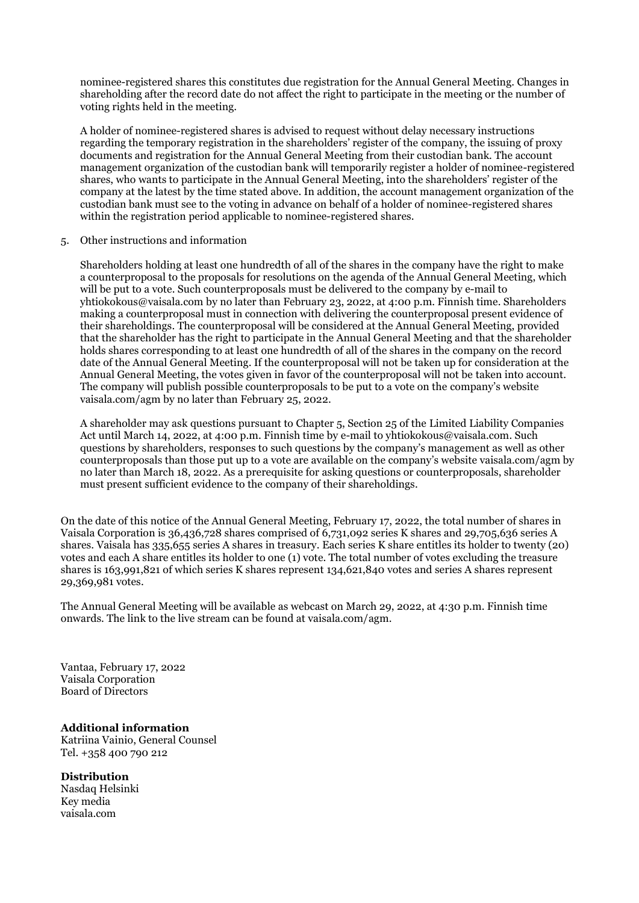nominee-registered shares this constitutes due registration for the Annual General Meeting. Changes in shareholding after the record date do not affect the right to participate in the meeting or the number of voting rights held in the meeting.

A holder of nominee-registered shares is advised to request without delay necessary instructions regarding the temporary registration in the shareholders' register of the company, the issuing of proxy documents and registration for the Annual General Meeting from their custodian bank. The account management organization of the custodian bank will temporarily register a holder of nominee-registered shares, who wants to participate in the Annual General Meeting, into the shareholders' register of the company at the latest by the time stated above. In addition, the account management organization of the custodian bank must see to the voting in advance on behalf of a holder of nominee-registered shares within the registration period applicable to nominee-registered shares.

5. Other instructions and information

Shareholders holding at least one hundredth of all of the shares in the company have the right to make a counterproposal to the proposals for resolutions on the agenda of the Annual General Meeting, which will be put to a vote. Such counterproposals must be delivered to the company by e-mail to yhtiokokous@vaisala.com by no later than February 23, 2022, at 4:00 p.m. Finnish time. Shareholders making a counterproposal must in connection with delivering the counterproposal present evidence of their shareholdings. The counterproposal will be considered at the Annual General Meeting, provided that the shareholder has the right to participate in the Annual General Meeting and that the shareholder holds shares corresponding to at least one hundredth of all of the shares in the company on the record date of the Annual General Meeting. If the counterproposal will not be taken up for consideration at the Annual General Meeting, the votes given in favor of the counterproposal will not be taken into account. The company will publish possible counterproposals to be put to a vote on the company's website vaisala.com/agm by no later than February 25, 2022.

A shareholder may ask questions pursuant to Chapter 5, Section 25 of the Limited Liability Companies Act until March 14, 2022, at 4:00 p.m. Finnish time by e-mail to yhtiokokous@vaisala.com. Such questions by shareholders, responses to such questions by the company's management as well as other counterproposals than those put up to a vote are available on the company's website vaisala.com/agm by no later than March 18, 2022. As a prerequisite for asking questions or counterproposals, shareholder must present sufficient evidence to the company of their shareholdings.

On the date of this notice of the Annual General Meeting, February 17, 2022, the total number of shares in Vaisala Corporation is 36,436,728 shares comprised of 6,731,092 series K shares and 29,705,636 series A shares. Vaisala has 335,655 series A shares in treasury. Each series K share entitles its holder to twenty (20) votes and each A share entitles its holder to one (1) vote. The total number of votes excluding the treasure shares is 163,991,821 of which series K shares represent 134,621,840 votes and series A shares represent 29,369,981 votes.

The Annual General Meeting will be available as webcast on March 29, 2022, at 4:30 p.m. Finnish time onwards. The link to the live stream can be found at vaisala.com/agm.

Vantaa, February 17, 2022
Vaisala Corporation
Board of Directors

**Additional information**
Katriina Vainio, General Counsel
Tel. +358 400 790 212

**Distribution**
Nasdaq Helsinki
Key media
vaisala.com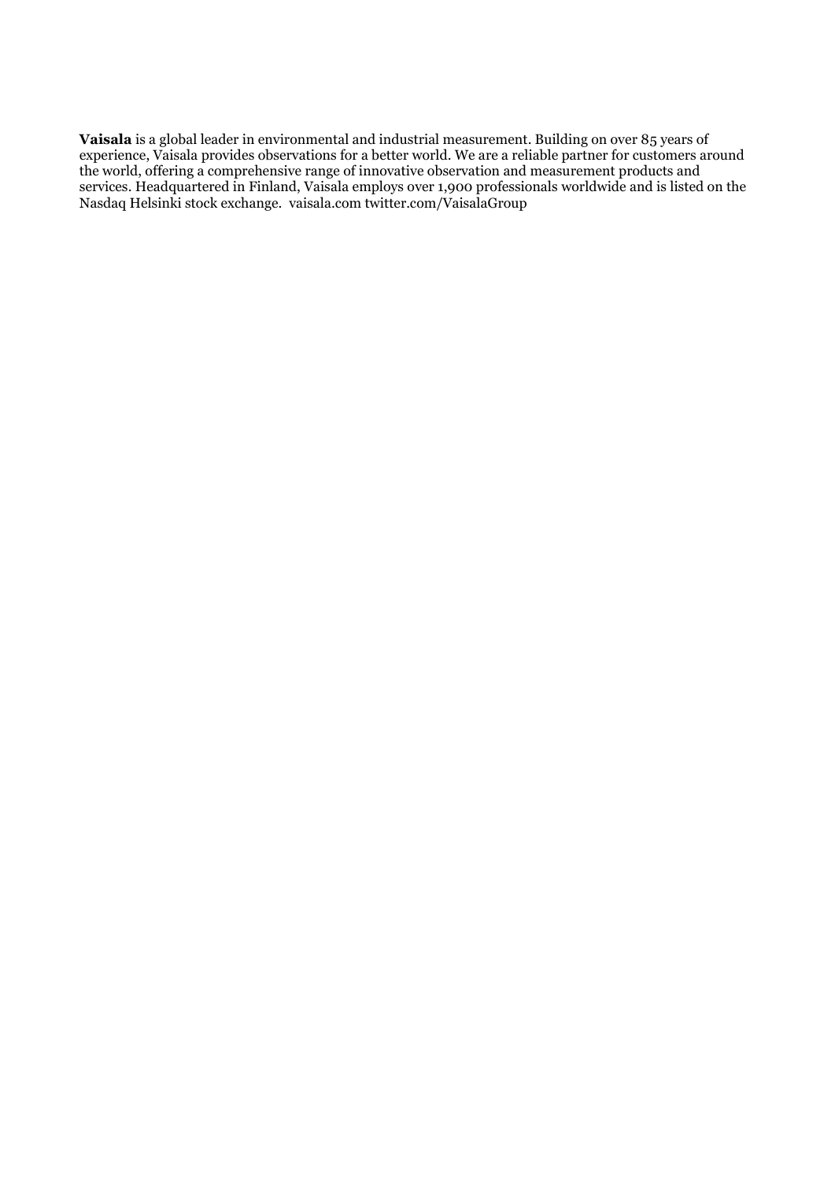**Vaisala** is a global leader in environmental and industrial measurement. Building on over 85 years of experience, Vaisala provides observations for a better world. We are a reliable partner for customers around the world, offering a comprehensive range of innovative observation and measurement products and services. Headquartered in Finland, Vaisala employs over 1,900 professionals worldwide and is listed on the Nasdaq Helsinki stock exchange. vaisala.com twitter.com/VaisalaGroup